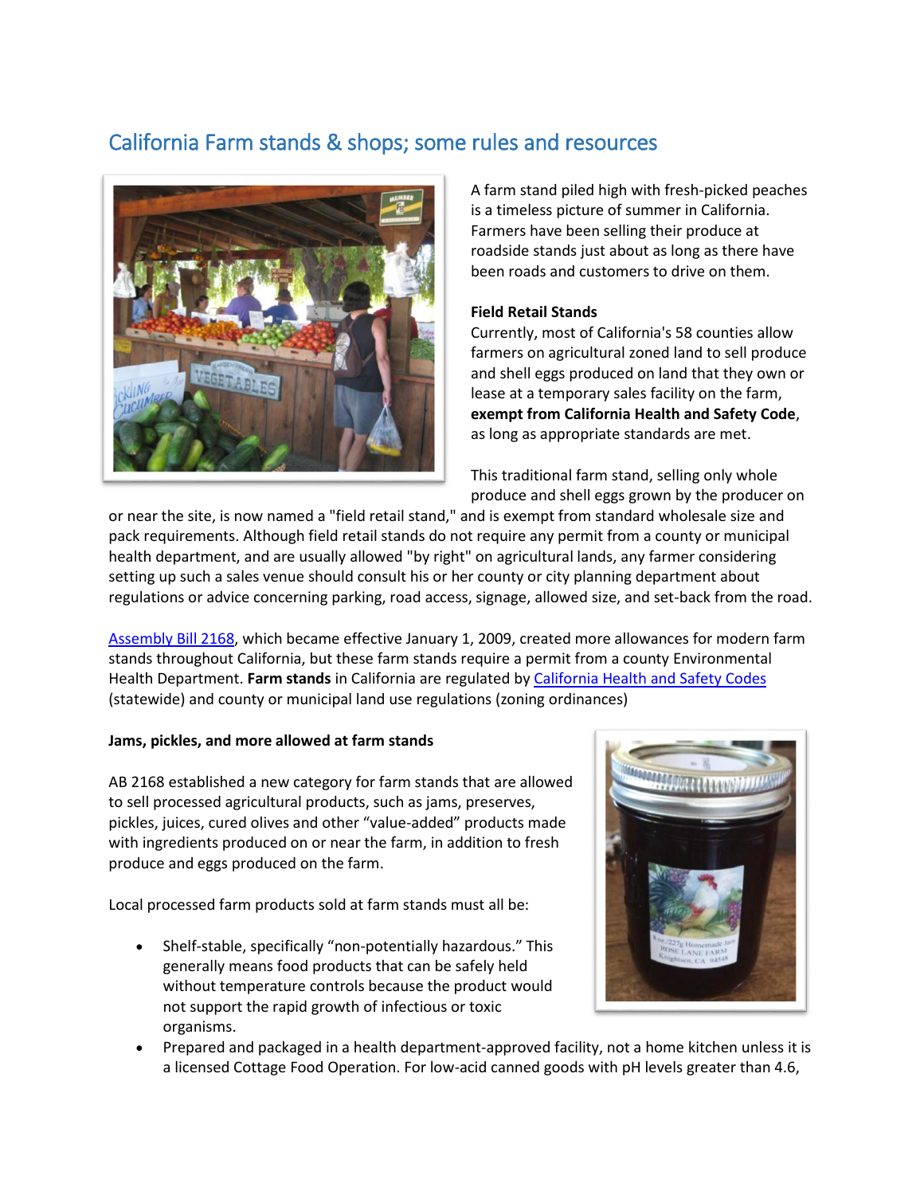# California Farm stands & shops; some rules and resources

A farm stand piled high with fresh-picked peaches is a timeless picture of summer in California. Farmers have been selling their produce at roadside stands just about as long as there have been roads and customers to drive on them.

**Field Retail Stands**

Currently, most of California's 58 counties allow farmers on agricultural zoned land to sell produce and shell eggs produced on land that they own or lease at a temporary sales facility on the farm, **exempt from California Health and Safety Code**, as long as appropriate standards are met.

This traditional farm stand, selling only whole produce and shell eggs grown by the producer on or near the site, is now named a "field retail stand," and is exempt from standard wholesale size and pack requirements. Although field retail stands do not require any permit from a county or municipal health department, and are usually allowed "by right" on agricultural lands, any farmer considering setting up such a sales venue should consult his or her county or city planning department about regulations or advice concerning parking, road access, signage, allowed size, and set-back from the road.

Assembly Bill 2168, which became effective January 1, 2009, created more allowances for modern farm stands throughout California, but these farm stands require a permit from a county Environmental Health Department. **Farm stands** in California are regulated by California Health and Safety Codes (statewide) and county or municipal land use regulations (zoning ordinances)

**Jams, pickles, and more allowed at farm stands**

AB 2168 established a new category for farm stands that are allowed to sell processed agricultural products, such as jams, preserves, pickles, juices, cured olives and other "value-added" products made with ingredients produced on or near the farm, in addition to fresh produce and eggs produced on the farm.

Local processed farm products sold at farm stands must all be:

- Shelf-stable, specifically "non-potentially hazardous." This generally means food products that can be safely held without temperature controls because the product would not support the rapid growth of infectious or toxic organisms.
- Prepared and packaged in a health department-approved facility, not a home kitchen unless it is a licensed Cottage Food Operation. For low-acid canned goods with pH levels greater than 4.6,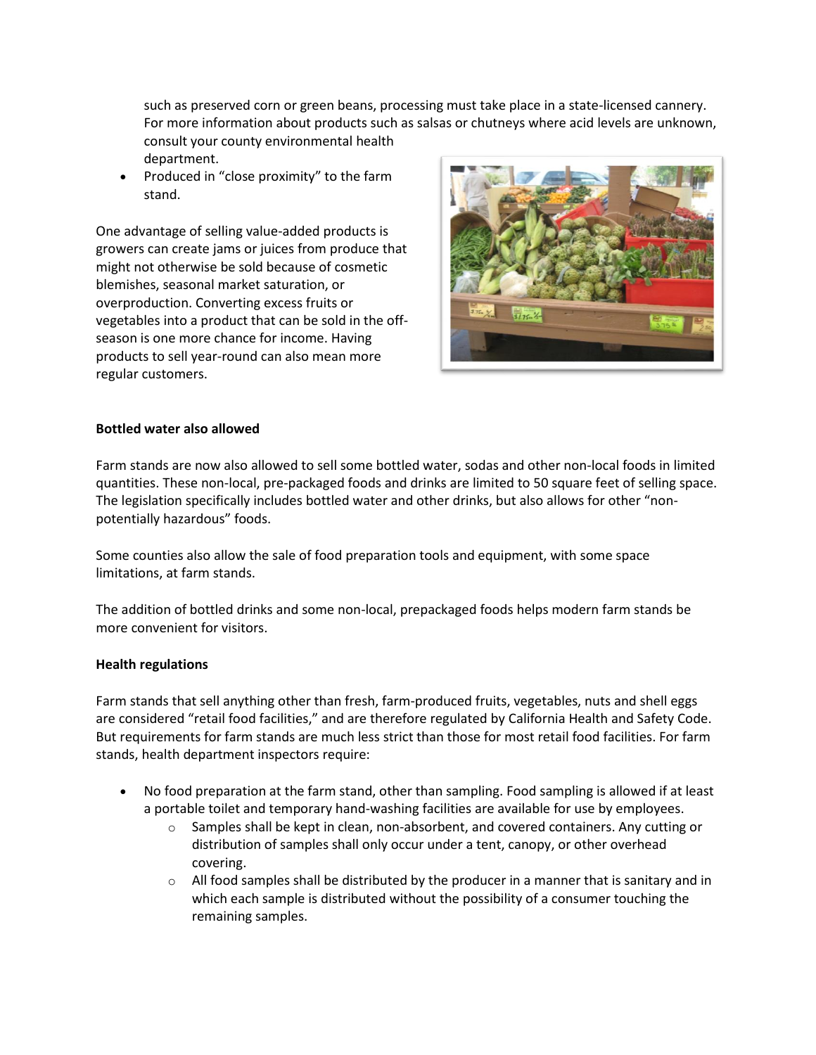such as preserved corn or green beans, processing must take place in a state-licensed cannery. For more information about products such as salsas or chutneys where acid levels are unknown, consult your county environmental health department.

- Produced in "close proximity" to the farm stand.

One advantage of selling value-added products is growers can create jams or juices from produce that might not otherwise be sold because of cosmetic blemishes, seasonal market saturation, or overproduction. Converting excess fruits or vegetables into a product that can be sold in the off-season is one more chance for income. Having products to sell year-round can also mean more regular customers.

**Bottled water also allowed**

Farm stands are now also allowed to sell some bottled water, sodas and other non-local foods in limited quantities. These non-local, pre-packaged foods and drinks are limited to 50 square feet of selling space. The legislation specifically includes bottled water and other drinks, but also allows for other "non-potentially hazardous" foods.

Some counties also allow the sale of food preparation tools and equipment, with some space limitations, at farm stands.

The addition of bottled drinks and some non-local, prepackaged foods helps modern farm stands be more convenient for visitors.

**Health regulations**

Farm stands that sell anything other than fresh, farm-produced fruits, vegetables, nuts and shell eggs are considered "retail food facilities," and are therefore regulated by California Health and Safety Code. But requirements for farm stands are much less strict than those for most retail food facilities. For farm stands, health department inspectors require:

- No food preparation at the farm stand, other than sampling. Food sampling is allowed if at least a portable toilet and temporary hand-washing facilities are available for use by employees.
  - Samples shall be kept in clean, non-absorbent, and covered containers. Any cutting or distribution of samples shall only occur under a tent, canopy, or other overhead covering.
  - All food samples shall be distributed by the producer in a manner that is sanitary and in which each sample is distributed without the possibility of a consumer touching the remaining samples.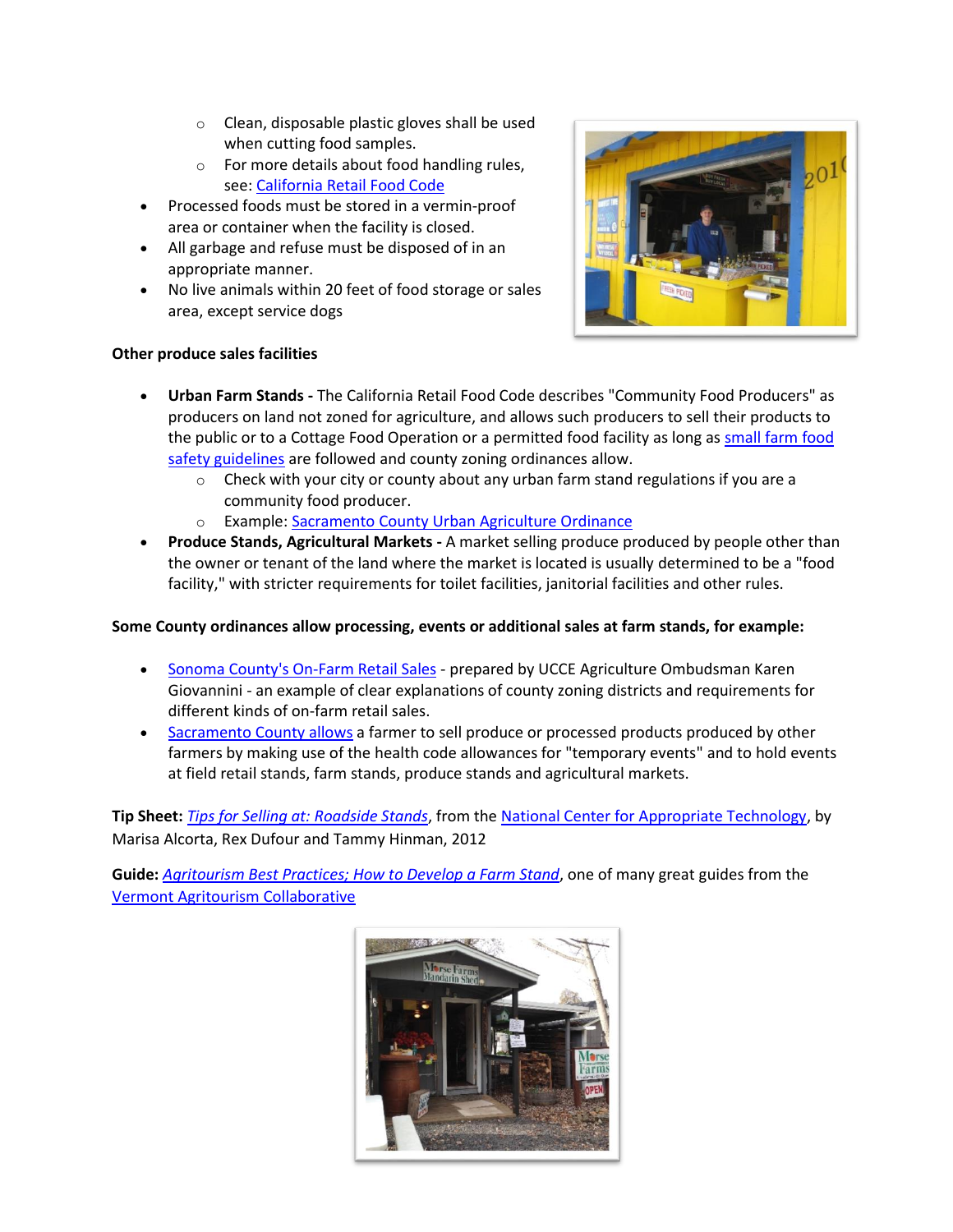- Clean, disposable plastic gloves shall be used when cutting food samples.
- For more details about food handling rules, see: California Retail Food Code

- Processed foods must be stored in a vermin-proof area or container when the facility is closed.
- All garbage and refuse must be disposed of in an appropriate manner.
- No live animals within 20 feet of food storage or sales area, except service dogs

**Other produce sales facilities**

- **Urban Farm Stands -** The California Retail Food Code describes "Community Food Producers" as producers on land not zoned for agriculture, and allows such producers to sell their products to the public or to a Cottage Food Operation or a permitted food facility as long as small farm food safety guidelines are followed and county zoning ordinances allow.
  - Check with your city or county about any urban farm stand regulations if you are a community food producer.
  - Example: Sacramento County Urban Agriculture Ordinance
- **Produce Stands, Agricultural Markets -** A market selling produce produced by people other than the owner or tenant of the land where the market is located is usually determined to be a "food facility," with stricter requirements for toilet facilities, janitorial facilities and other rules.

**Some County ordinances allow processing, events or additional sales at farm stands, for example:**

- Sonoma County's On-Farm Retail Sales - prepared by UCCE Agriculture Ombudsman Karen Giovannini - an example of clear explanations of county zoning districts and requirements for different kinds of on-farm retail sales.
- Sacramento County allows a farmer to sell produce or processed products produced by other farmers by making use of the health code allowances for "temporary events" and to hold events at field retail stands, farm stands, produce stands and agricultural markets.

**Tip Sheet:** *Tips for Selling at: Roadside Stands*, from the National Center for Appropriate Technology, by Marisa Alcorta, Rex Dufour and Tammy Hinman, 2012

**Guide:** *Agritourism Best Practices; How to Develop a Farm Stand*, one of many great guides from the Vermont Agritourism Collaborative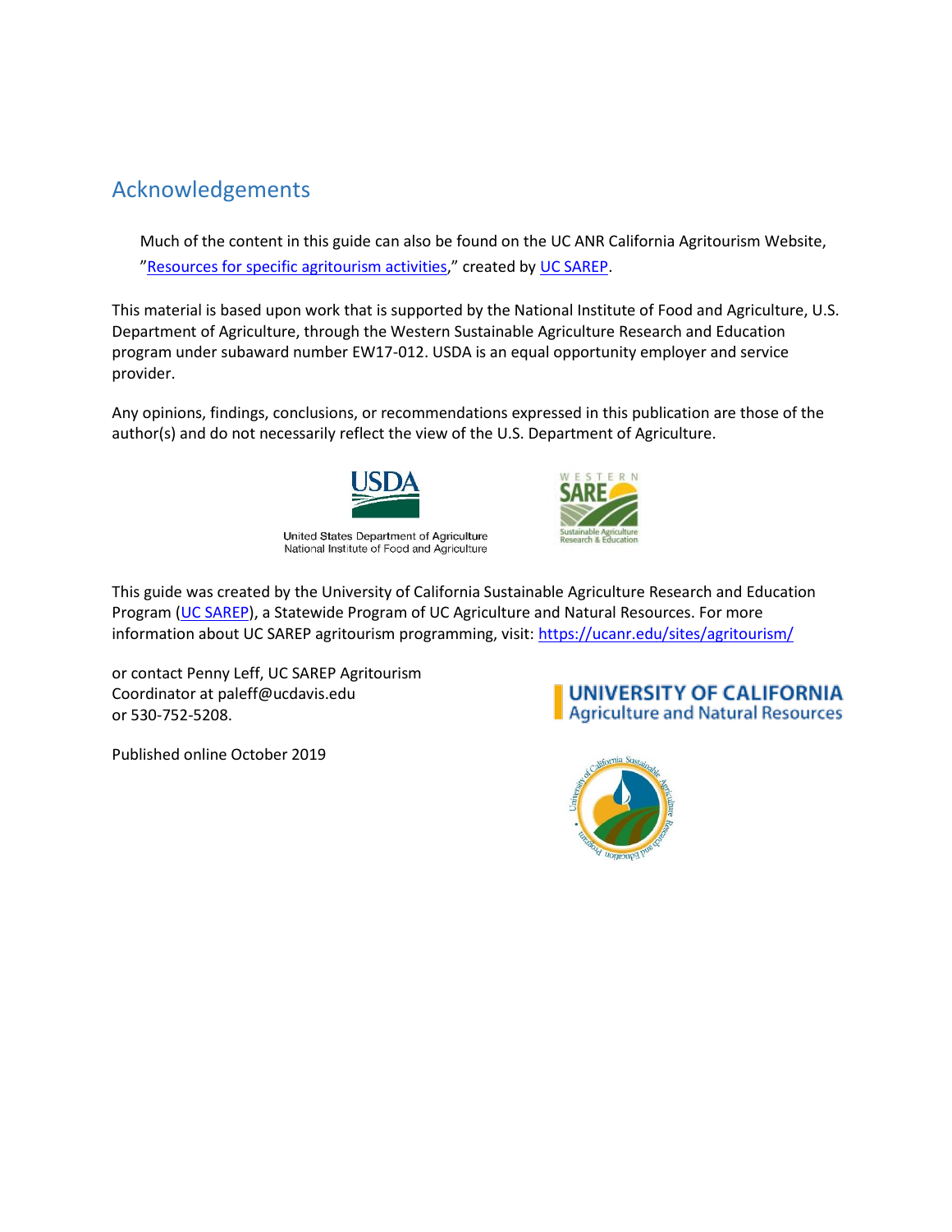## Acknowledgements

Much of the content in this guide can also be found on the UC ANR California Agritourism Website, "Resources for specific agritourism activities," created by UC SAREP.

This material is based upon work that is supported by the National Institute of Food and Agriculture, U.S. Department of Agriculture, through the Western Sustainable Agriculture Research and Education program under subaward number EW17-012. USDA is an equal opportunity employer and service provider.

Any opinions, findings, conclusions, or recommendations expressed in this publication are those of the author(s) and do not necessarily reflect the view of the U.S. Department of Agriculture.

United States Department of Agriculture
National Institute of Food and Agriculture

This guide was created by the University of California Sustainable Agriculture Research and Education Program (UC SAREP), a Statewide Program of UC Agriculture and Natural Resources. For more information about UC SAREP agritourism programming, visit: https://ucanr.edu/sites/agritourism/

or contact Penny Leff, UC SAREP Agritourism Coordinator at paleff@ucdavis.edu or 530-752-5208.

Published online October 2019